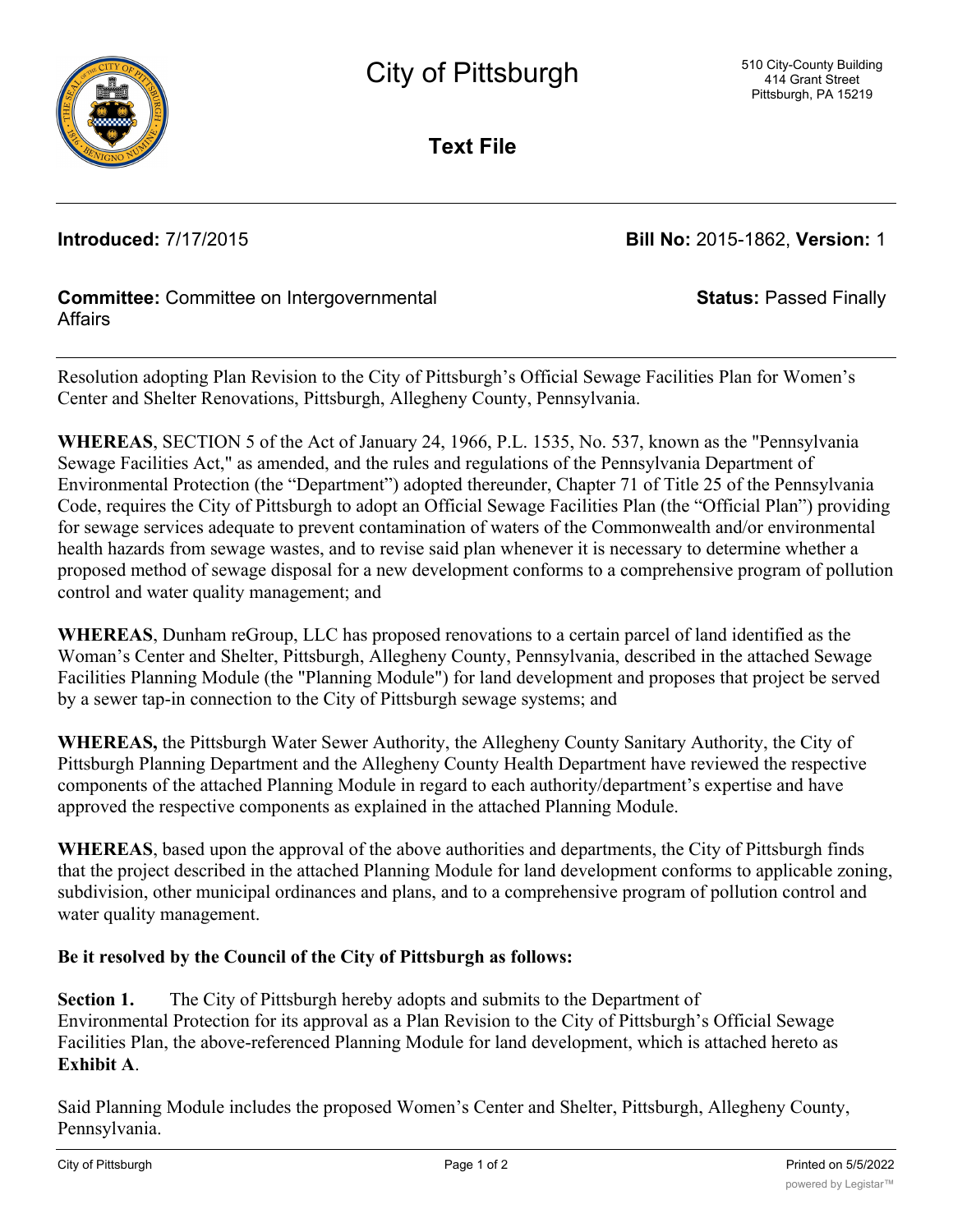# City of Pittsburgh

510 City-County Building
414 Grant Street
Pittsburgh, PA 15219

## Text File

**Introduced:** 7/17/2015 **Bill No:** 2015-1862, **Version:** 1

**Committee:** Committee on Intergovernmental Affairs **Status:** Passed Finally

Resolution adopting Plan Revision to the City of Pittsburgh's Official Sewage Facilities Plan for Women's Center and Shelter Renovations, Pittsburgh, Allegheny County, Pennsylvania.

**WHEREAS**, SECTION 5 of the Act of January 24, 1966, P.L. 1535, No. 537, known as the "Pennsylvania Sewage Facilities Act," as amended, and the rules and regulations of the Pennsylvania Department of Environmental Protection (the "Department") adopted thereunder, Chapter 71 of Title 25 of the Pennsylvania Code, requires the City of Pittsburgh to adopt an Official Sewage Facilities Plan (the "Official Plan") providing for sewage services adequate to prevent contamination of waters of the Commonwealth and/or environmental health hazards from sewage wastes, and to revise said plan whenever it is necessary to determine whether a proposed method of sewage disposal for a new development conforms to a comprehensive program of pollution control and water quality management; and

**WHEREAS**, Dunham reGroup, LLC has proposed renovations to a certain parcel of land identified as the Woman's Center and Shelter, Pittsburgh, Allegheny County, Pennsylvania, described in the attached Sewage Facilities Planning Module (the "Planning Module") for land development and proposes that project be served by a sewer tap-in connection to the City of Pittsburgh sewage systems; and

**WHEREAS,** the Pittsburgh Water Sewer Authority, the Allegheny County Sanitary Authority, the City of Pittsburgh Planning Department and the Allegheny County Health Department have reviewed the respective components of the attached Planning Module in regard to each authority/department's expertise and have approved the respective components as explained in the attached Planning Module.

**WHEREAS**, based upon the approval of the above authorities and departments, the City of Pittsburgh finds that the project described in the attached Planning Module for land development conforms to applicable zoning, subdivision, other municipal ordinances and plans, and to a comprehensive program of pollution control and water quality management.

**Be it resolved by the Council of the City of Pittsburgh as follows:**

**Section 1.** The City of Pittsburgh hereby adopts and submits to the Department of Environmental Protection for its approval as a Plan Revision to the City of Pittsburgh's Official Sewage Facilities Plan, the above-referenced Planning Module for land development, which is attached hereto as **Exhibit A**.

Said Planning Module includes the proposed Women's Center and Shelter, Pittsburgh, Allegheny County, Pennsylvania.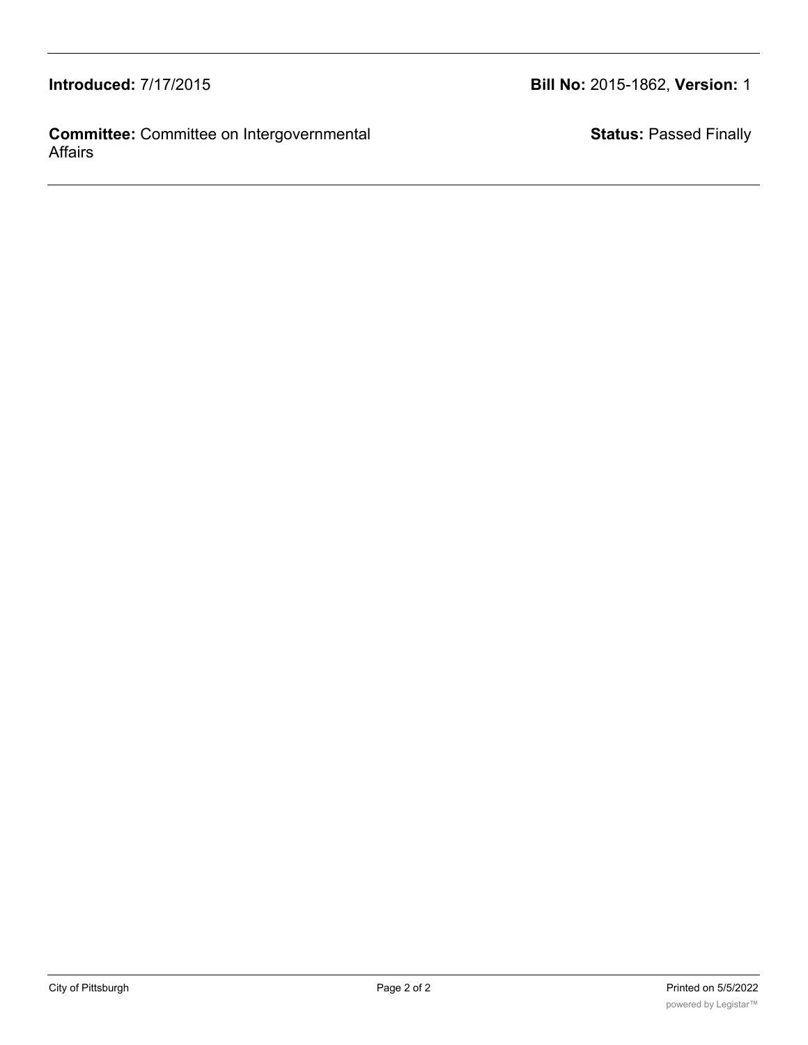**Introduced:** 7/17/2015

**Bill No:** 2015-1862, **Version:** 1

**Committee:** Committee on Intergovernmental Affairs

**Status:** Passed Finally